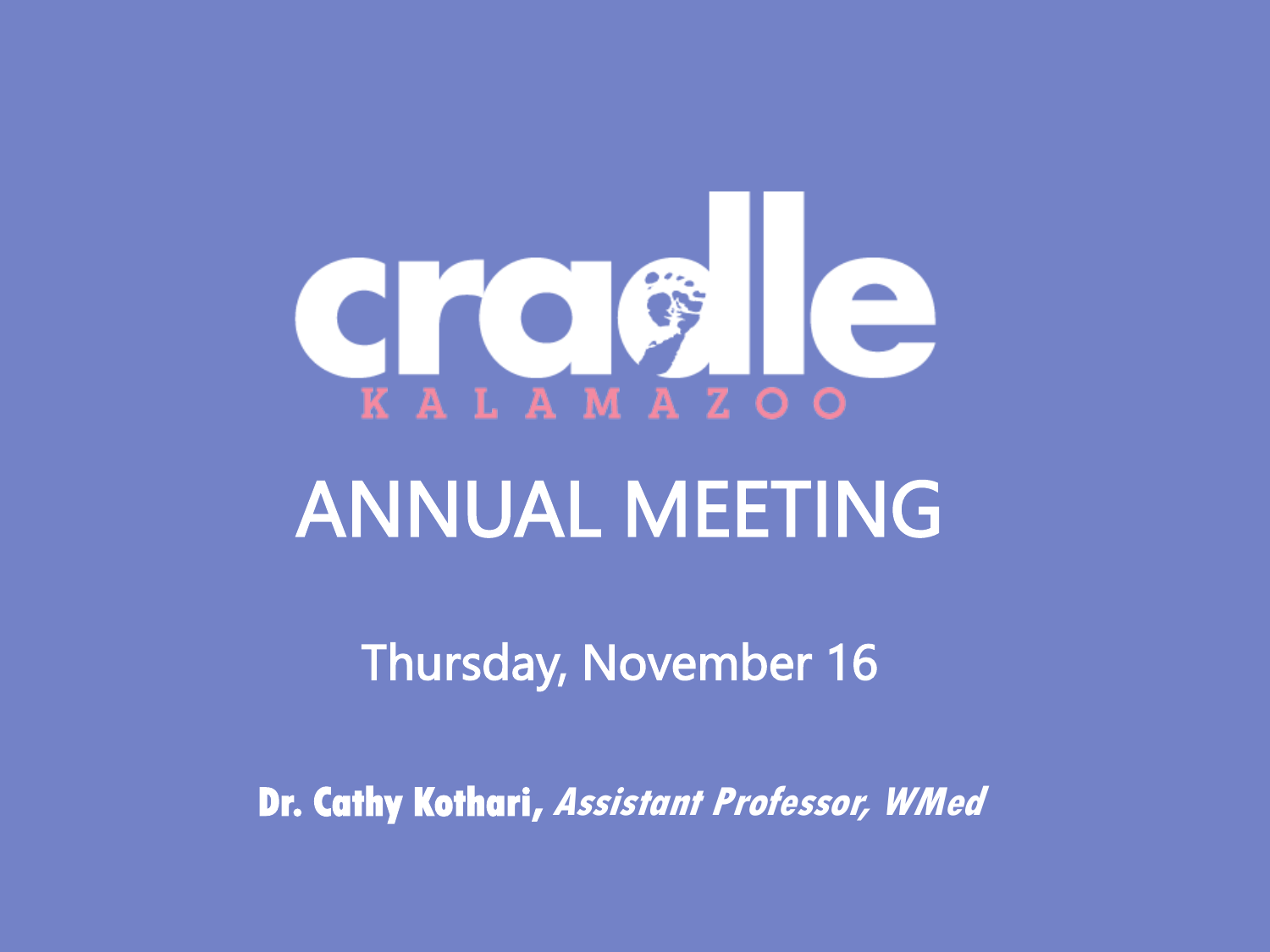# cradle

KALAMAZOO

## ANNUAL MEETING

Thursday, November 16

**Dr. Cathy Kothari,** ***Assistant Professor, WMed***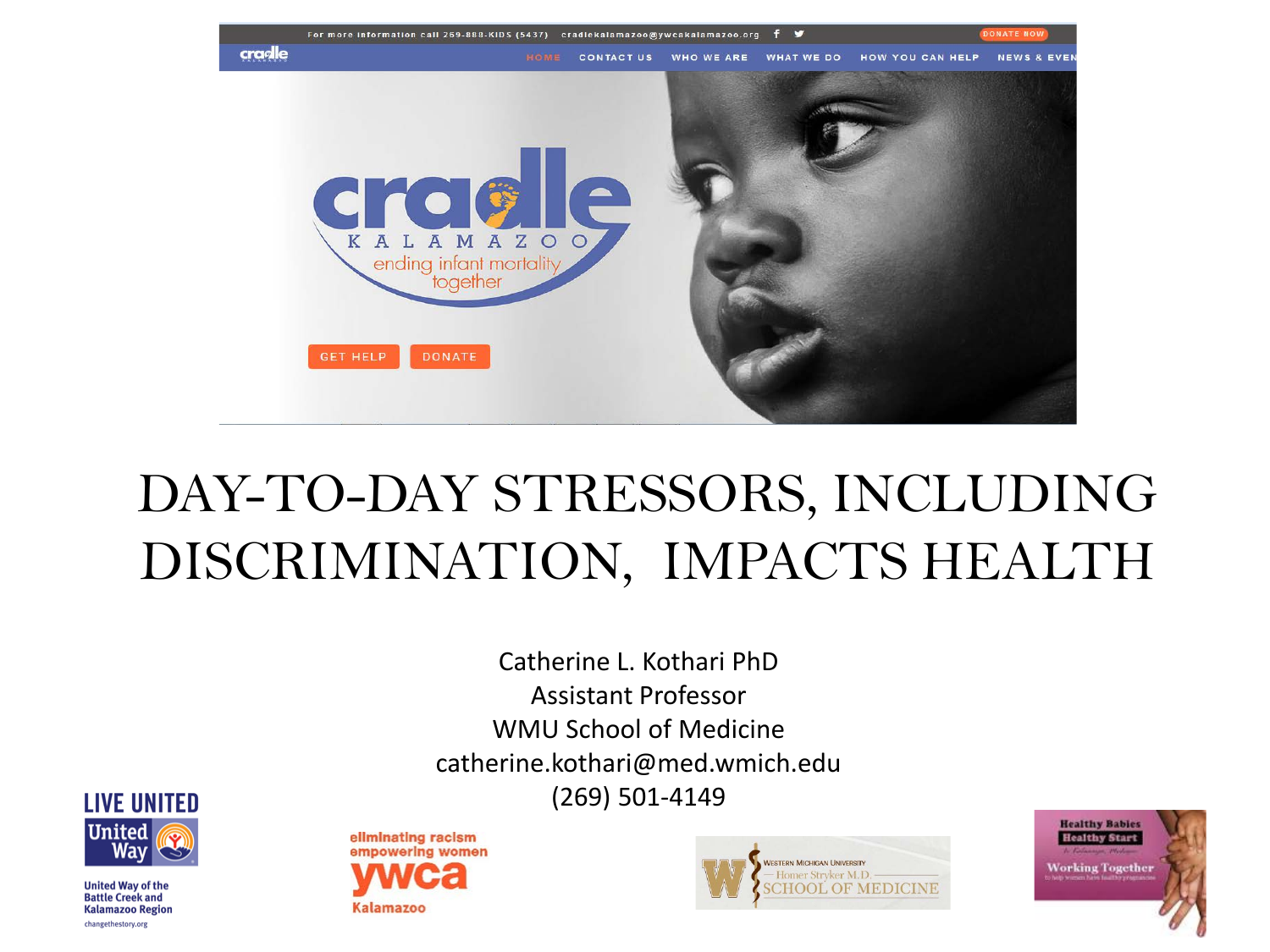# DAY-TO-DAY STRESSORS, INCLUDING DISCRIMINATION, IMPACTS HEALTH

Catherine L. Kothari PhD
Assistant Professor
WMU School of Medicine
catherine.kothari@med.wmich.edu
(269) 501-4149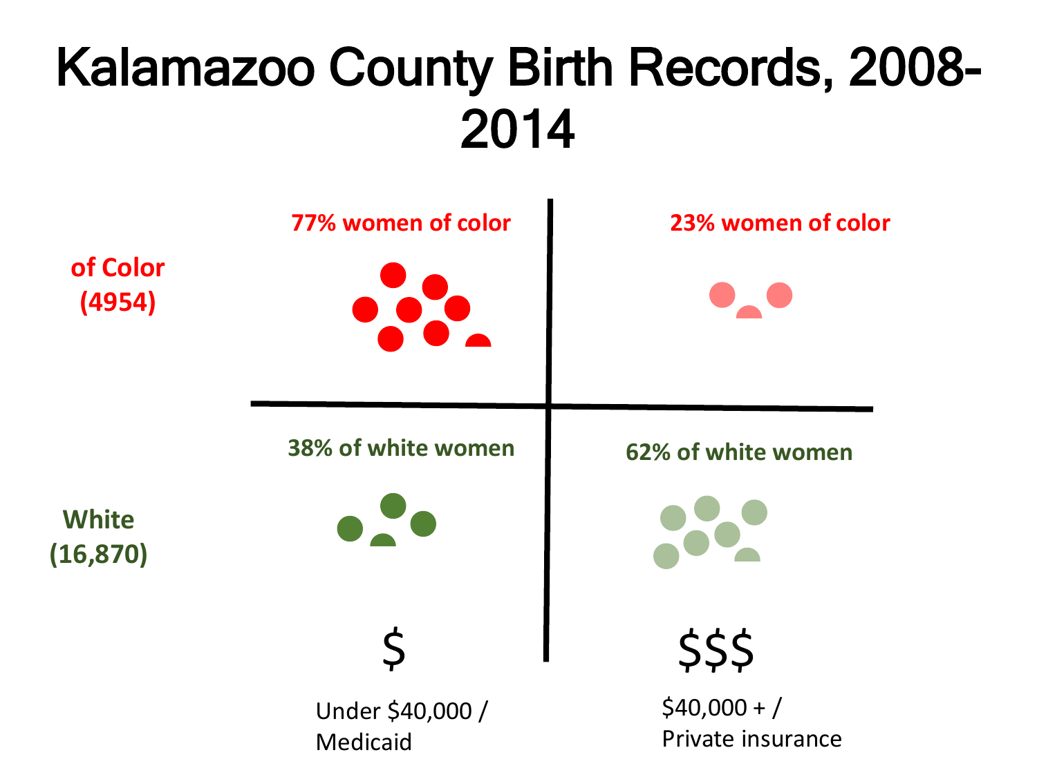# Kalamazoo County Birth Records, 2008-2014

| | $ Under $40,000 / Medicaid | $$$ $40,000 + / Private insurance |
|---|---|---|
| **of Color (4954)** | 77% women of color | 23% women of color |
| **White (16,870)** | 38% of white women | 62% of white women |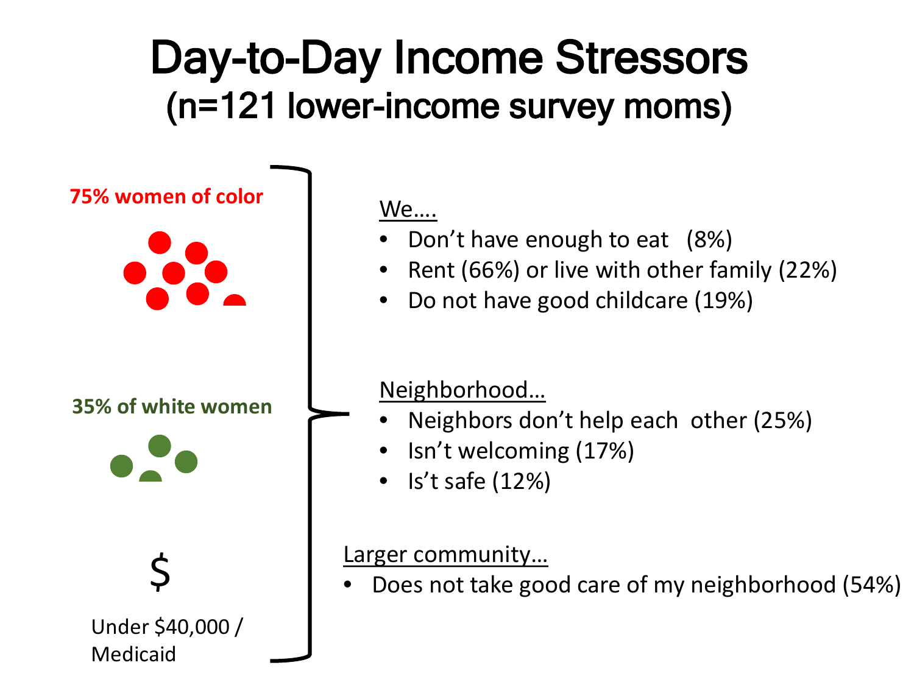# Day-to-Day Income Stressors
## (n=121 lower-income survey moms)

**75% women of color**

**35% of white women**

$

Under $40,000 / Medicaid

<u>We….</u>

- Don't have enough to eat (8%)
- Rent (66%) or live with other family (22%)
- Do not have good childcare (19%)

<u>Neighborhood…</u>

- Neighbors don't help each other (25%)
- Isn't welcoming (17%)
- Is't safe (12%)

<u>Larger community…</u>

- Does not take good care of my neighborhood (54%)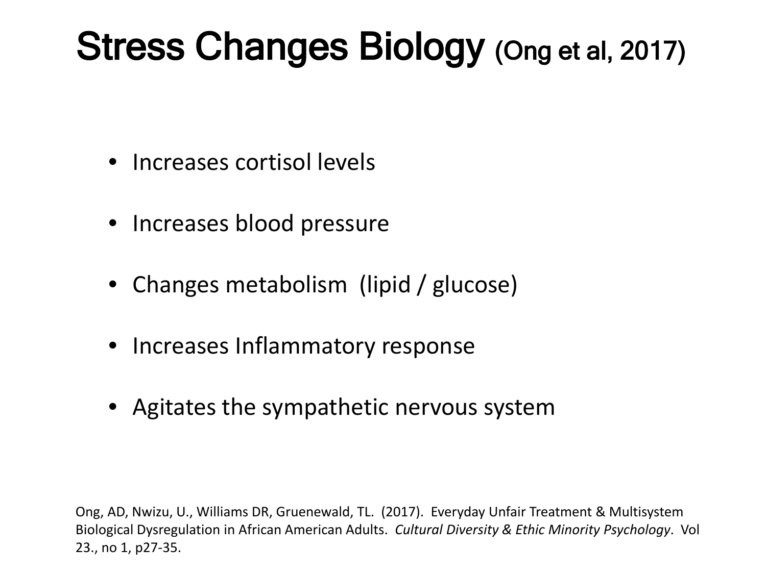# Stress Changes Biology (Ong et al, 2017)

- Increases cortisol levels
- Increases blood pressure
- Changes metabolism (lipid / glucose)
- Increases Inflammatory response
- Agitates the sympathetic nervous system

Ong, AD, Nwizu, U., Williams DR, Gruenewald, TL. (2017). Everyday Unfair Treatment & Multisystem Biological Dysregulation in African American Adults. *Cultural Diversity & Ethic Minority Psychology*. Vol 23., no 1, p27-35.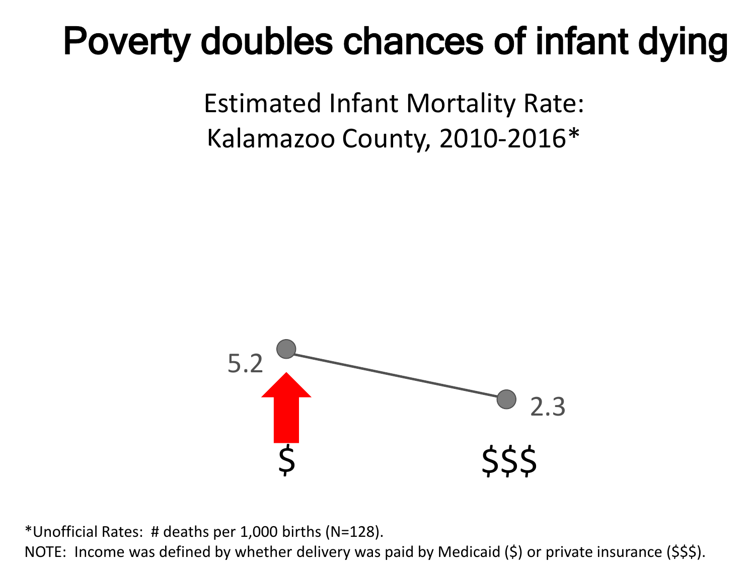# Poverty doubles chances of infant dying

Estimated Infant Mortality Rate:
Kalamazoo County, 2010-2016*

5.2

2.3

$ $$$

*Unofficial Rates: # deaths per 1,000 births (N=128).
NOTE: Income was defined by whether delivery was paid by Medicaid ($) or private insurance ($$$).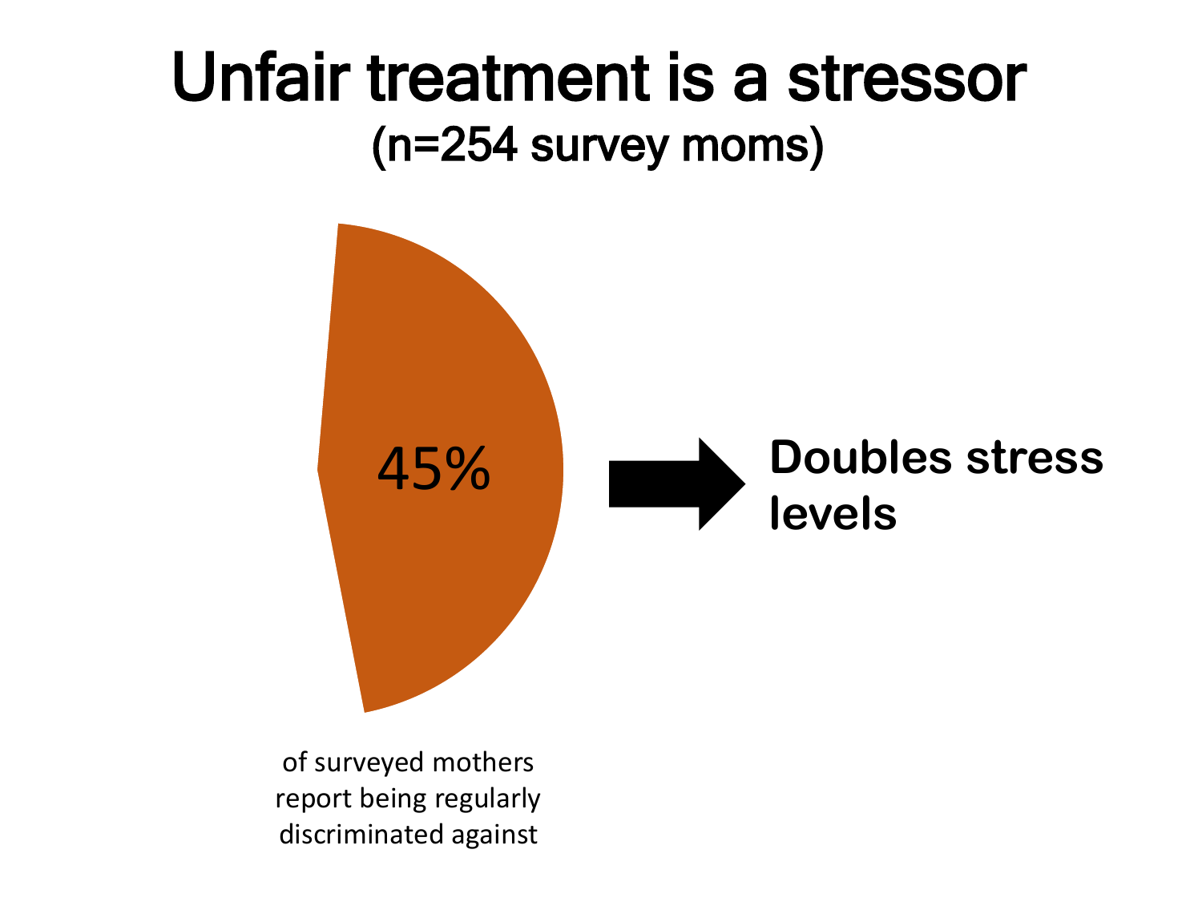# Unfair treatment is a stressor

## (n=254 survey moms)

45%

of surveyed mothers report being regularly discriminated against

**Doubles stress levels**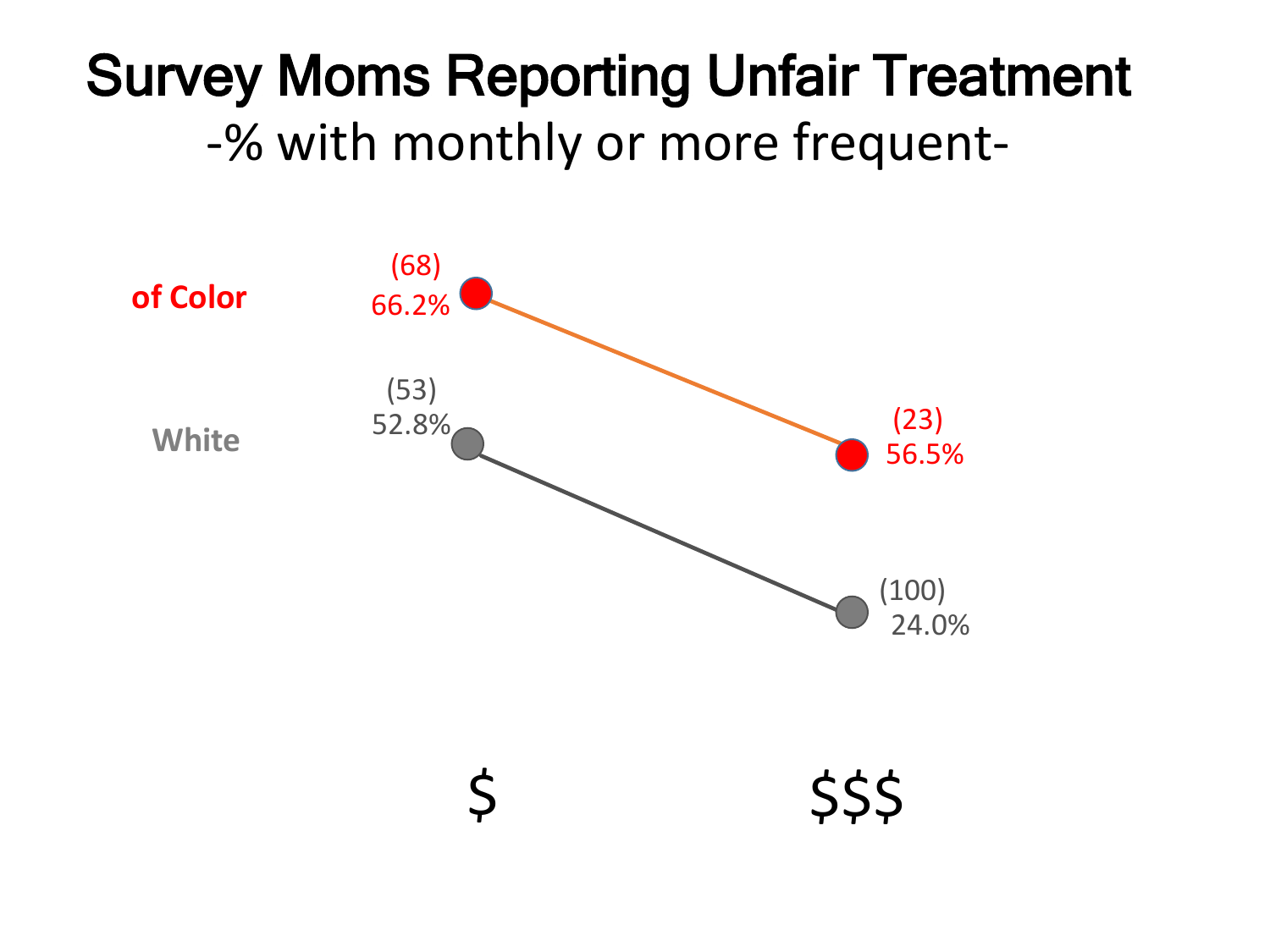# Survey Moms Reporting Unfair Treatment

-% with monthly or more frequent-

| | $ | $$$ |
|---|---|---|
| of Color | (68) 66.2% | (23) 56.5% |
| White | (53) 52.8% | (100) 24.0% |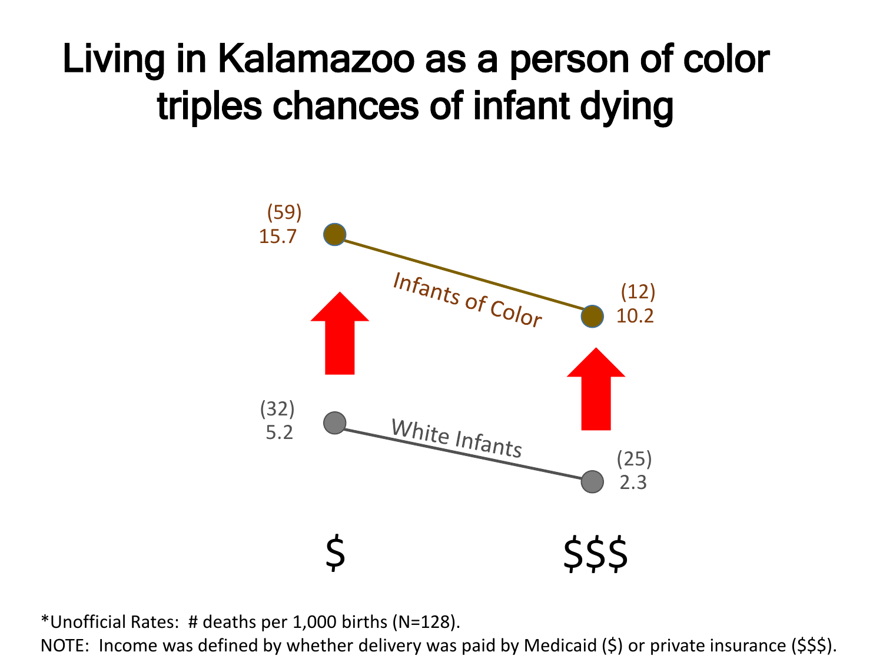# Living in Kalamazoo as a person of color triples chances of infant dying

| | $ | $$$ |
|---|---|---|
| Infants of Color | (59) 15.7 | (12) 10.2 |
| White Infants | (32) 5.2 | (25) 2.3 |

*Unofficial Rates: # deaths per 1,000 births (N=128).

NOTE: Income was defined by whether delivery was paid by Medicaid ($) or private insurance ($$$).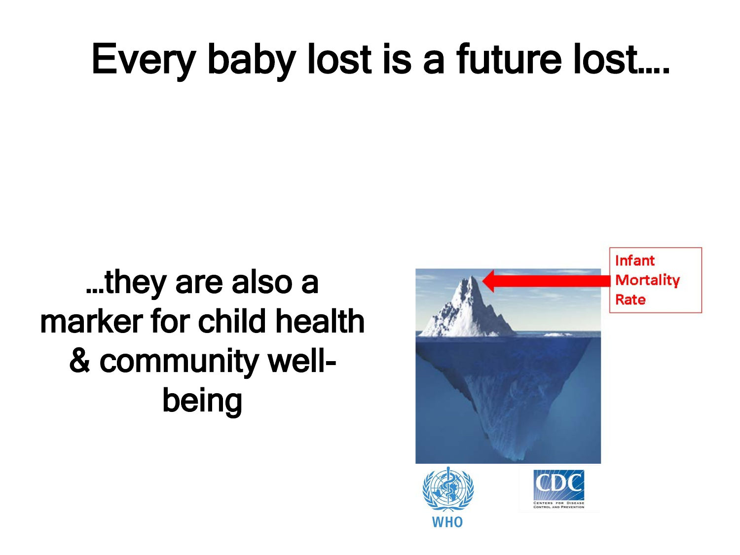# Every baby lost is a future lost….

…they are also a marker for child health & community well-being

Infant Mortality Rate

WHO

CDC
CENTERS FOR DISEASE CONTROL AND PREVENTION